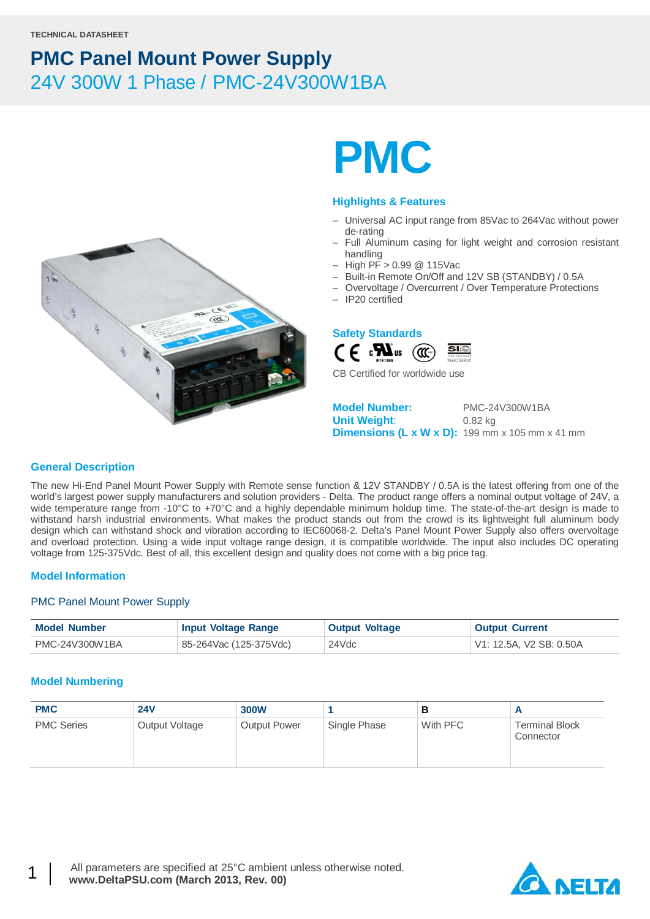TECHNICAL DATASHEET

# PMC Panel Mount Power Supply

## 24V 300W 1 Phase / PMC-24V300W1BA

# PMC

### Highlights & Features

- Universal AC input range from 85Vac to 264Vac without power de-rating
- Full Aluminum casing for light weight and corrosion resistant handling
- High PF > 0.99 @ 115Vac
- Built-in Remote On/Off and 12V SB (STANDBY) / 0.5A
- Overvoltage / Overcurrent / Over Temperature Protections
- IP20 certified

### Safety Standards

CB Certified for worldwide use

**Model Number:** PMC-24V300W1BA
**Unit Weight:** 0.82 kg
**Dimensions (L x W x D):** 199 mm x 105 mm x 41 mm

### General Description

The new Hi-End Panel Mount Power Supply with Remote sense function & 12V STANDBY / 0.5A is the latest offering from one of the world's largest power supply manufacturers and solution providers - Delta. The product range offers a nominal output voltage of 24V, a wide temperature range from -10°C to +70°C and a highly dependable minimum holdup time. The state-of-the-art design is made to withstand harsh industrial environments. What makes the product stands out from the crowd is its lightweight full aluminum body design which can withstand shock and vibration according to IEC60068-2. Delta's Panel Mount Power Supply also offers overvoltage and overload protection. Using a wide input voltage range design, it is compatible worldwide. The input also includes DC operating voltage from 125-375Vdc. Best of all, this excellent design and quality does not come with a big price tag.

### Model Information

PMC Panel Mount Power Supply

| Model Number | Input Voltage Range | Output Voltage | Output Current |
|---|---|---|---|
| PMC-24V300W1BA | 85-264Vac (125-375Vdc) | 24Vdc | V1: 12.5A, V2 SB: 0.50A |

### Model Numbering

| PMC | 24V | 300W | 1 | B | A |
|---|---|---|---|---|---|
| PMC Series | Output Voltage | Output Power | Single Phase | With PFC | Terminal Block Connector |

All parameters are specified at 25°C ambient unless otherwise noted.
**www.DeltaPSU.com (March 2013, Rev. 00)**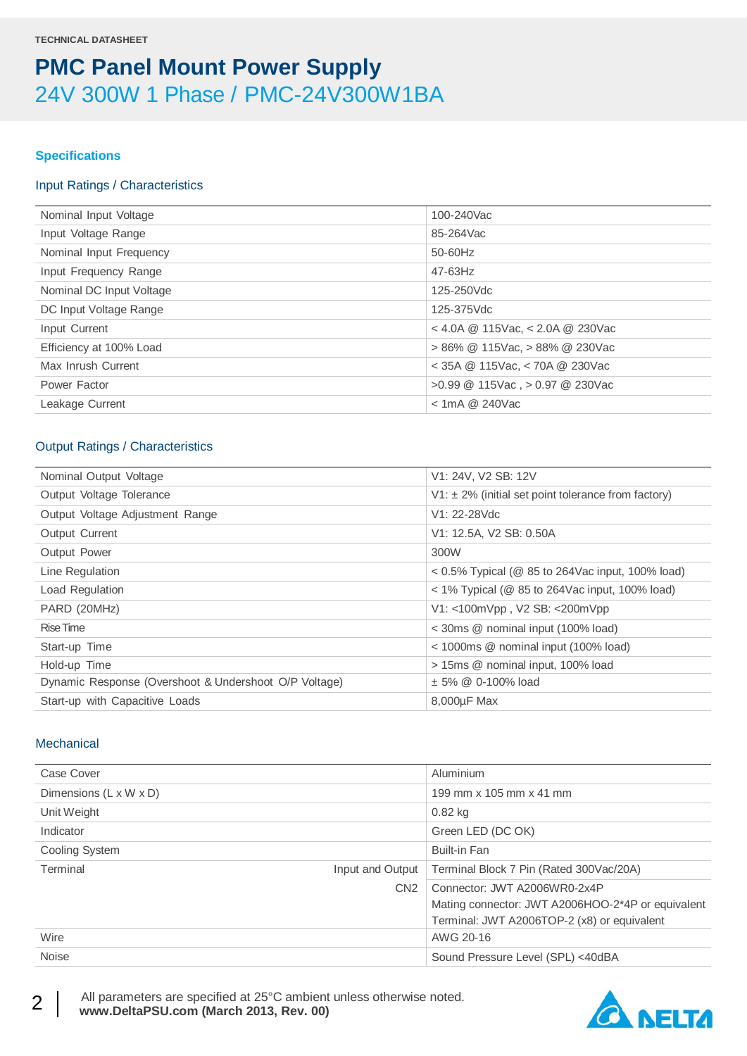TECHNICAL DATASHEET

# PMC Panel Mount Power Supply

## 24V 300W 1 Phase / PMC-24V300W1BA

### Specifications

#### Input Ratings / Characteristics

| | |
|---|---|
| Nominal Input Voltage | 100-240Vac |
| Input Voltage Range | 85-264Vac |
| Nominal Input Frequency | 50-60Hz |
| Input Frequency Range | 47-63Hz |
| Nominal DC Input Voltage | 125-250Vdc |
| DC Input Voltage Range | 125-375Vdc |
| Input Current | < 4.0A @ 115Vac, < 2.0A @ 230Vac |
| Efficiency at 100% Load | > 86% @ 115Vac, > 88% @ 230Vac |
| Max Inrush Current | < 35A @ 115Vac, < 70A @ 230Vac |
| Power Factor | >0.99 @ 115Vac , > 0.97 @ 230Vac |
| Leakage Current | < 1mA @ 240Vac |

#### Output Ratings / Characteristics

| | |
|---|---|
| Nominal Output Voltage | V1: 24V, V2 SB: 12V |
| Output Voltage Tolerance | V1: ± 2% (initial set point tolerance from factory) |
| Output Voltage Adjustment Range | V1: 22-28Vdc |
| Output Current | V1: 12.5A, V2 SB: 0.50A |
| Output Power | 300W |
| Line Regulation | < 0.5% Typical (@ 85 to 264Vac input, 100% load) |
| Load Regulation | < 1% Typical (@ 85 to 264Vac input, 100% load) |
| PARD (20MHz) | V1: <100mVpp , V2 SB: <200mVpp |
| Rise Time | < 30ms @ nominal input (100% load) |
| Start-up Time | < 1000ms @ nominal input (100% load) |
| Hold-up Time | > 15ms @ nominal input, 100% load |
| Dynamic Response (Overshoot & Undershoot O/P Voltage) | ± 5% @ 0-100% load |
| Start-up with Capacitive Loads | 8,000µF Max |

#### Mechanical

| | | |
|---|---|---|
| Case Cover | | Aluminium |
| Dimensions (L x W x D) | | 199 mm x 105 mm x 41 mm |
| Unit Weight | | 0.82 kg |
| Indicator | | Green LED (DC OK) |
| Cooling System | | Built-in Fan |
| Terminal | Input and Output | Terminal Block 7 Pin (Rated 300Vac/20A) |
| | CN2 | Connector: JWT A2006WR0-2x4P<br>Mating connector: JWT A2006HOO-2*4P or equivalent<br>Terminal: JWT A2006TOP-2 (x8) or equivalent |
| Wire | | AWG 20-16 |
| Noise | | Sound Pressure Level (SPL) <40dBA |

All parameters are specified at 25°C ambient unless otherwise noted.
**www.DeltaPSU.com (March 2013, Rev. 00)**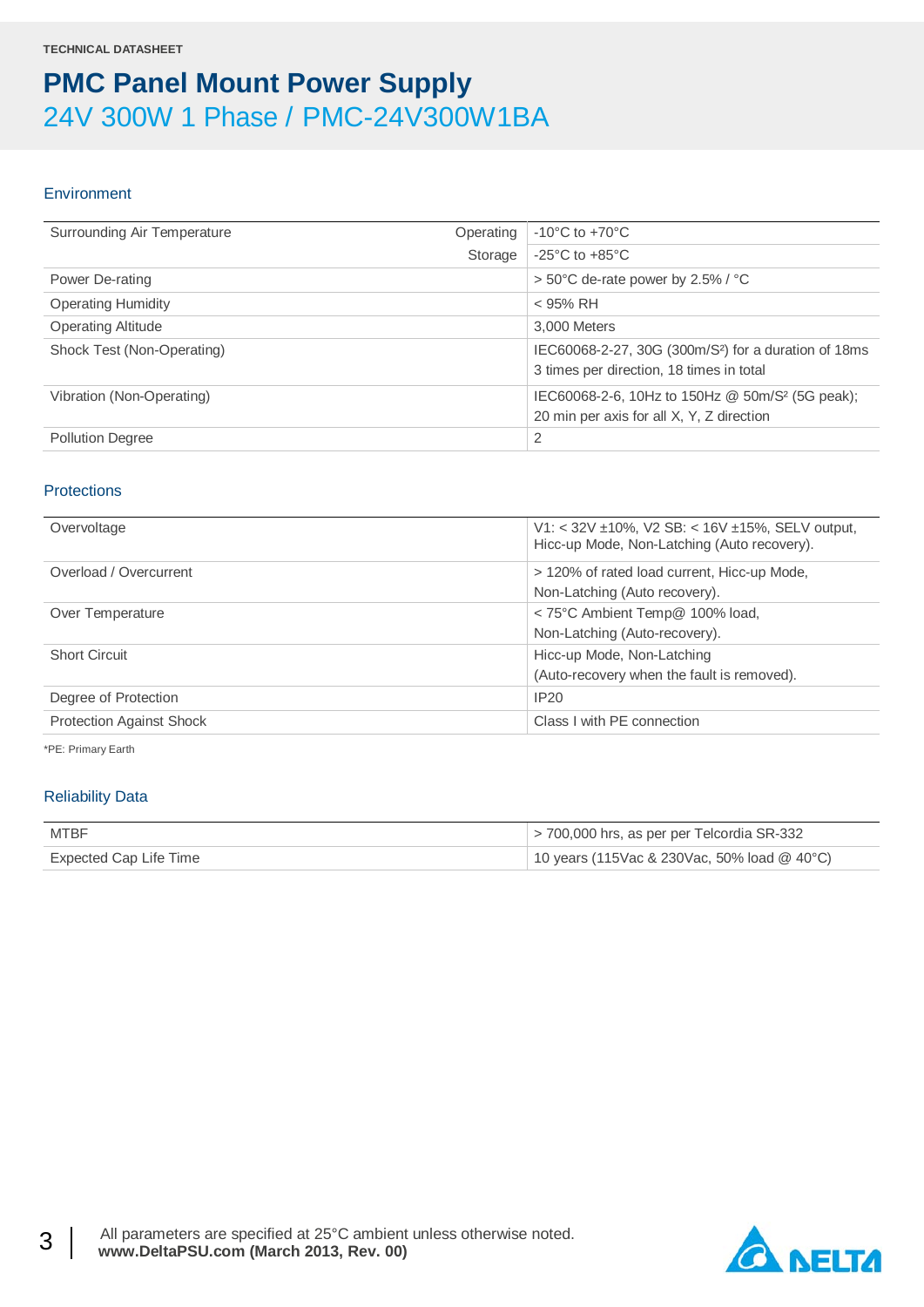TECHNICAL DATASHEET

# PMC Panel Mount Power Supply

## 24V 300W 1 Phase / PMC-24V300W1BA

### Environment

| | | |
|---|---|---|
| Surrounding Air Temperature | Operating | -10°C to +70°C |
| | Storage | -25°C to +85°C |
| Power De-rating | | > 50°C de-rate power by 2.5% / °C |
| Operating Humidity | | < 95% RH |
| Operating Altitude | | 3,000 Meters |
| Shock Test (Non-Operating) | | IEC60068-2-27, 30G (300m/S²) for a duration of 18ms 3 times per direction, 18 times in total |
| Vibration (Non-Operating) | | IEC60068-2-6, 10Hz to 150Hz @ 50m/S² (5G peak); 20 min per axis for all X, Y, Z direction |
| Pollution Degree | | 2 |

### Protections

| | |
|---|---|
| Overvoltage | V1: < 32V ±10%, V2 SB: < 16V ±15%, SELV output, Hicc-up Mode, Non-Latching (Auto recovery). |
| Overload / Overcurrent | > 120% of rated load current, Hicc-up Mode, Non-Latching (Auto recovery). |
| Over Temperature | < 75°C Ambient Temp@ 100% load, Non-Latching (Auto-recovery). |
| Short Circuit | Hicc-up Mode, Non-Latching (Auto-recovery when the fault is removed). |
| Degree of Protection | IP20 |
| Protection Against Shock | Class I with PE connection |

*PE: Primary Earth

### Reliability Data

| | |
|---|---|
| MTBF | > 700,000 hrs, as per per Telcordia SR-332 |
| Expected Cap Life Time | 10 years (115Vac & 230Vac, 50% load @ 40°C) |

All parameters are specified at 25°C ambient unless otherwise noted.
**www.DeltaPSU.com (March 2013, Rev. 00)**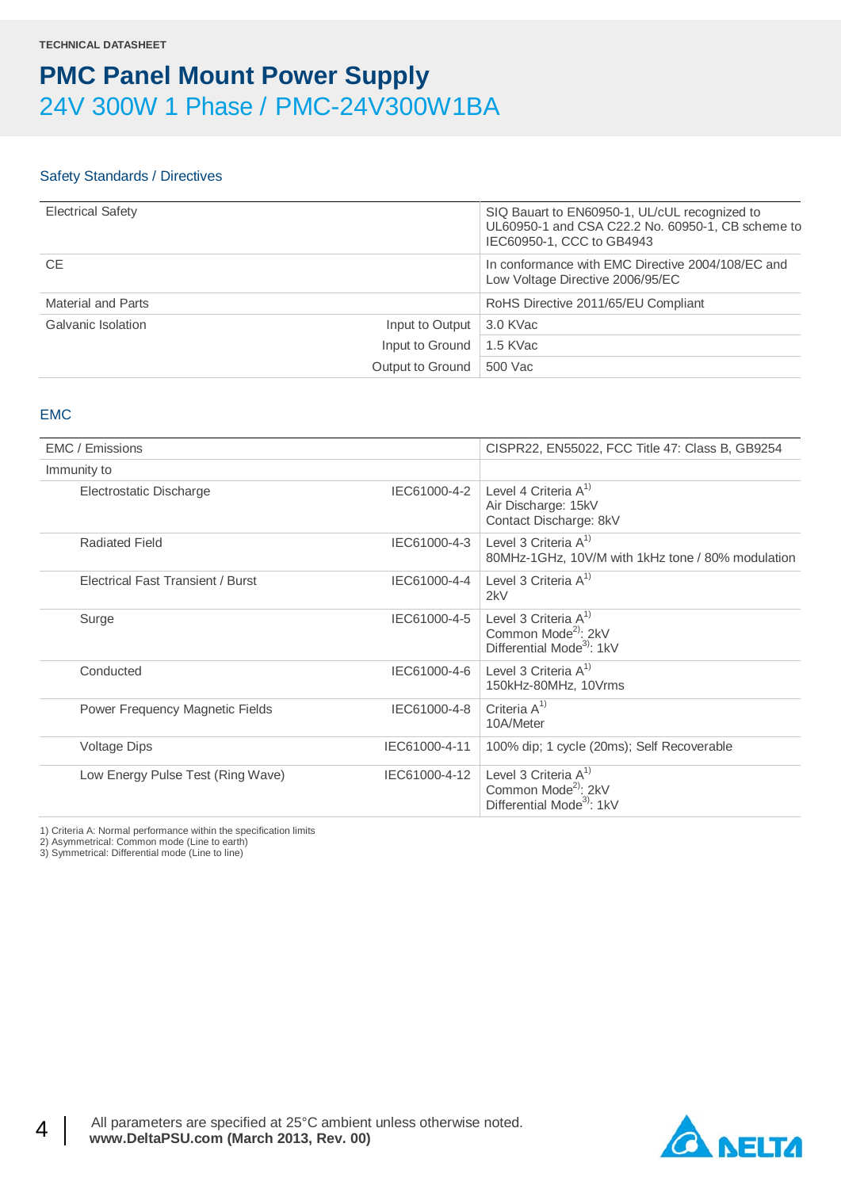TECHNICAL DATASHEET

# PMC Panel Mount Power Supply

## 24V 300W 1 Phase / PMC-24V300W1BA

### Safety Standards / Directives

| | | |
|---|---|---|
| Electrical Safety | | SIQ Bauart to EN60950-1, UL/cUL recognized to UL60950-1 and CSA C22.2 No. 60950-1, CB scheme to IEC60950-1, CCC to GB4943 |
| CE | | In conformance with EMC Directive 2004/108/EC and Low Voltage Directive 2006/95/EC |
| Material and Parts | | RoHS Directive 2011/65/EU Compliant |
| Galvanic Isolation | Input to Output | 3.0 KVac |
| | Input to Ground | 1.5 KVac |
| | Output to Ground | 500 Vac |

### EMC

| | | |
|---|---|---|
| EMC / Emissions | | CISPR22, EN55022, FCC Title 47: Class B, GB9254 |
| Immunity to | | |
| Electrostatic Discharge | IEC61000-4-2 | Level 4 Criteria A[1]<br>Air Discharge: 15kV<br>Contact Discharge: 8kV |
| Radiated Field | IEC61000-4-3 | Level 3 Criteria A[1]<br>80MHz-1GHz, 10V/M with 1kHz tone / 80% modulation |
| Electrical Fast Transient / Burst | IEC61000-4-4 | Level 3 Criteria A[1]<br>2kV |
| Surge | IEC61000-4-5 | Level 3 Criteria A[1]<br>Common Mode[2]: 2kV<br>Differential Mode[3]: 1kV |
| Conducted | IEC61000-4-6 | Level 3 Criteria A[1]<br>150kHz-80MHz, 10Vrms |
| Power Frequency Magnetic Fields | IEC61000-4-8 | Criteria A[1]<br>10A/Meter |
| Voltage Dips | IEC61000-4-11 | 100% dip; 1 cycle (20ms); Self Recoverable |
| Low Energy Pulse Test (Ring Wave) | IEC61000-4-12 | Level 3 Criteria A[1]<br>Common Mode[2]: 2kV<br>Differential Mode[3]: 1kV |

1) Criteria A: Normal performance within the specification limits
2) Asymmetrical: Common mode (Line to earth)
3) Symmetrical: Differential mode (Line to line)

All parameters are specified at 25°C ambient unless otherwise noted.
**www.DeltaPSU.com (March 2013, Rev. 00)**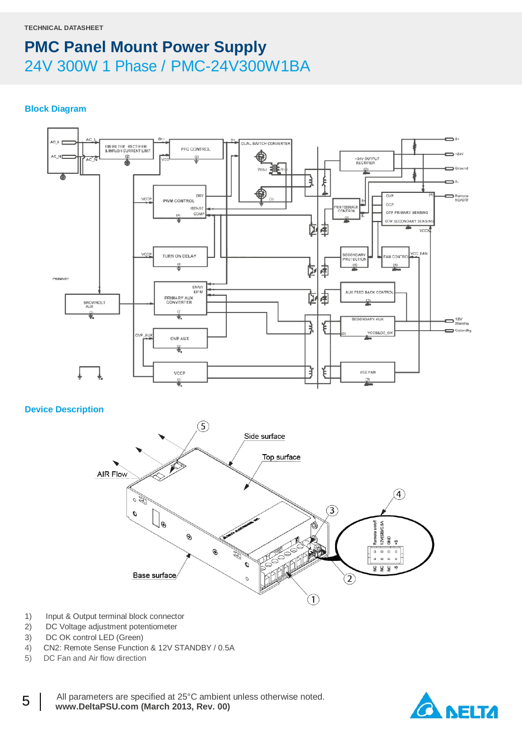TECHNICAL DATASHEET

# PMC Panel Mount Power Supply

## 24V 300W 1 Phase / PMC-24V300W1BA

### Block Diagram

### Device Description

1) Input & Output terminal block connector
2) DC Voltage adjustment potentiometer
3) DC OK control LED (Green)
4) CN2: Remote Sense Function & 12V STANDBY / 0.5A
5) DC Fan and Air flow direction

All parameters are specified at 25°C ambient unless otherwise noted.
**www.DeltaPSU.com (March 2013, Rev. 00)**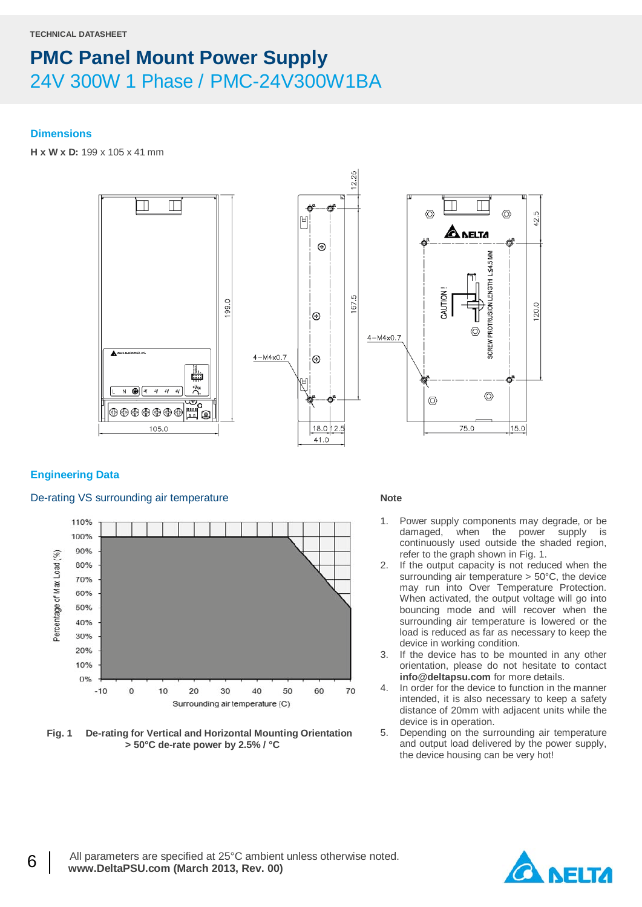TECHNICAL DATASHEET

# PMC Panel Mount Power Supply

## 24V 300W 1 Phase / PMC-24V300W1BA

### Dimensions

**H x W x D:** 199 x 105 x 41 mm

### Engineering Data

#### De-rating VS surrounding air temperature

**Fig. 1** De-rating for Vertical and Horizontal Mounting Orientation > 50°C de-rate power by 2.5% / °C

**Note**

1. Power supply components may degrade, or be damaged, when the power supply is continuously used outside the shaded region, refer to the graph shown in Fig. 1.
2. If the output capacity is not reduced when the surrounding air temperature > 50°C, the device may run into Over Temperature Protection. When activated, the output voltage will go into bouncing mode and will recover when the surrounding air temperature is lowered or the load is reduced as far as necessary to keep the device in working condition.
3. If the device has to be mounted in any other orientation, please do not hesitate to contact **info@deltapsu.com** for more details.
4. In order for the device to function in the manner intended, it is also necessary to keep a safety distance of 20mm with adjacent units while the device is in operation.
5. Depending on the surrounding air temperature and output load delivered by the power supply, the device housing can be very hot!

All parameters are specified at 25°C ambient unless otherwise noted.
**www.DeltaPSU.com (March 2013, Rev. 00)**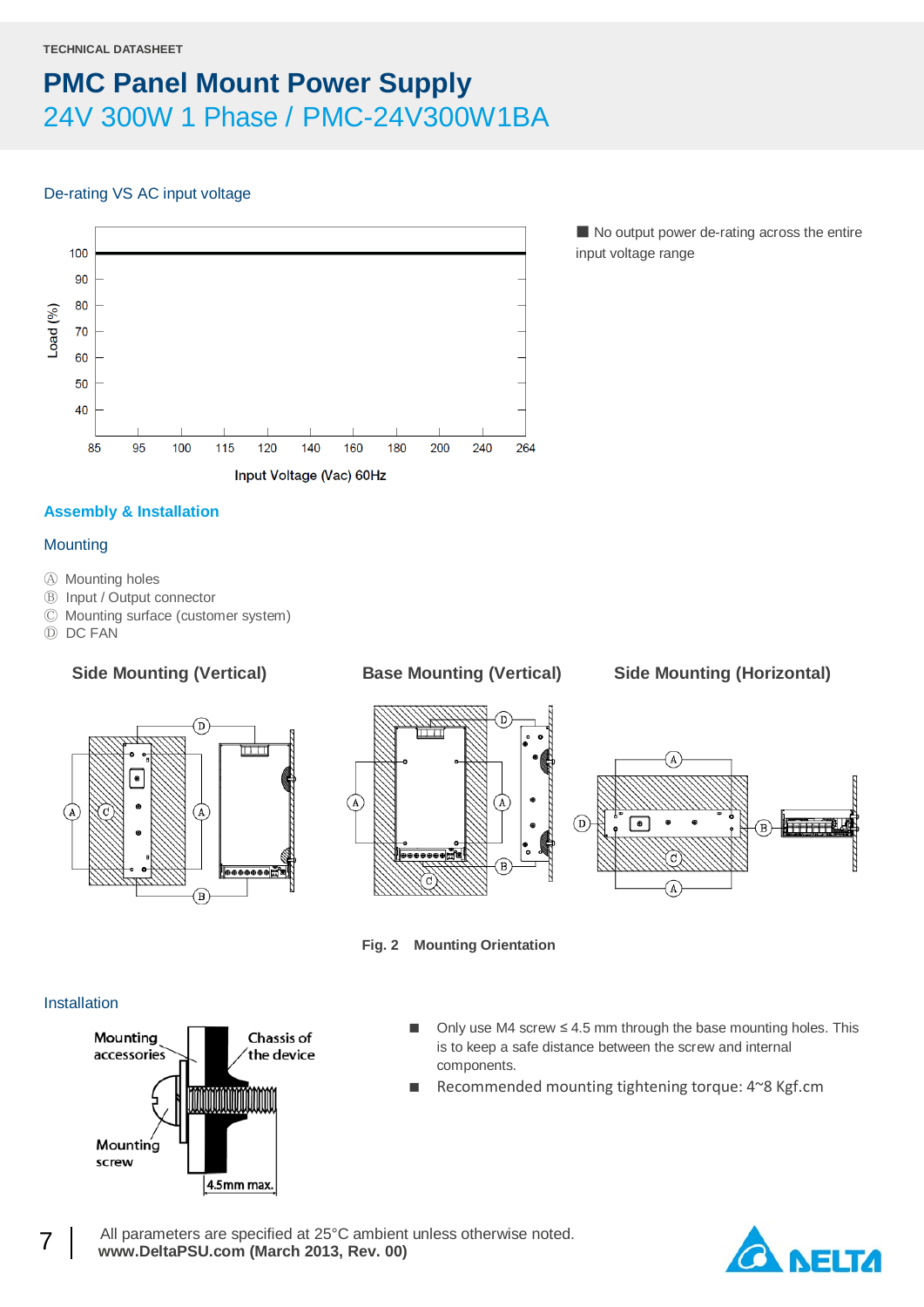TECHNICAL DATASHEET

# PMC Panel Mount Power Supply

## 24V 300W 1 Phase / PMC-24V300W1BA

### De-rating VS AC input voltage

■ No output power de-rating across the entire input voltage range

## Assembly & Installation

### Mounting

Ⓐ Mounting holes
Ⓑ Input / Output connector
Ⓒ Mounting surface (customer system)
Ⓓ DC FAN

**Side Mounting (Vertical)** **Base Mounting (Vertical)** **Side Mounting (Horizontal)**

**Fig. 2 Mounting Orientation**

### Installation

- Only use M4 screw ≤ 4.5 mm through the base mounting holes. This is to keep a safe distance between the screw and internal components.
- Recommended mounting tightening torque: 4~8 Kgf.cm

All parameters are specified at 25°C ambient unless otherwise noted.
**www.DeltaPSU.com (March 2013, Rev. 00)**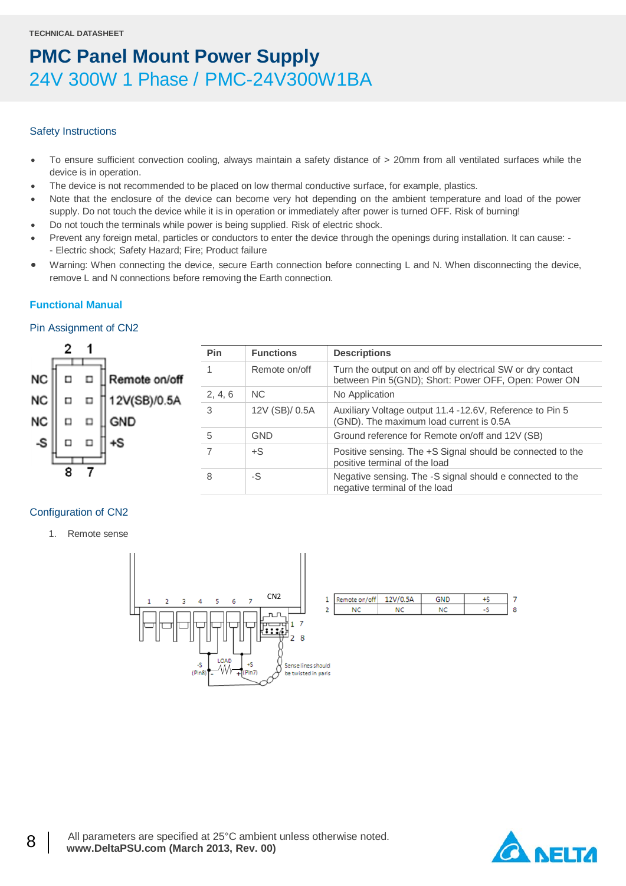TECHNICAL DATASHEET

# PMC Panel Mount Power Supply

## 24V 300W 1 Phase / PMC-24V300W1BA

### Safety Instructions

- To ensure sufficient convection cooling, always maintain a safety distance of > 20mm from all ventilated surfaces while the device is in operation.
- The device is not recommended to be placed on low thermal conductive surface, for example, plastics.
- Note that the enclosure of the device can become very hot depending on the ambient temperature and load of the power supply. Do not touch the device while it is in operation or immediately after power is turned OFF. Risk of burning!
- Do not touch the terminals while power is being supplied. Risk of electric shock.
- Prevent any foreign metal, particles or conductors to enter the device through the openings during installation. It can cause: - - Electric shock; Safety Hazard; Fire; Product failure
- Warning: When connecting the device, secure Earth connection before connecting L and N. When disconnecting the device, remove L and N connections before removing the Earth connection.

## Functional Manual

### Pin Assignment of CN2

| Pin | Functions | Descriptions |
|---|---|---|
| 1 | Remote on/off | Turn the output on and off by electrical SW or dry contact between Pin 5(GND); Short: Power OFF, Open: Power ON |
| 2, 4, 6 | NC | No Application |
| 3 | 12V (SB)/ 0.5A | Auxiliary Voltage output 11.4 -12.6V, Reference to Pin 5 (GND). The maximum load current is 0.5A |
| 5 | GND | Ground reference for Remote on/off and 12V (SB) |
| 7 | +S | Positive sensing. The +S Signal should be connected to the positive terminal of the load |
| 8 | -S | Negative sensing. The -S signal should e connected to the negative terminal of the load |

### Configuration of CN2

1. Remote sense

| | | | | | |
|---|---|---|---|---|---|
| 1 | Remote on/off | 12V/0.5A | GND | +S | 7 |
| 2 | NC | NC | NC | -S | 8 |

All parameters are specified at 25°C ambient unless otherwise noted.
**www.DeltaPSU.com (March 2013, Rev. 00)**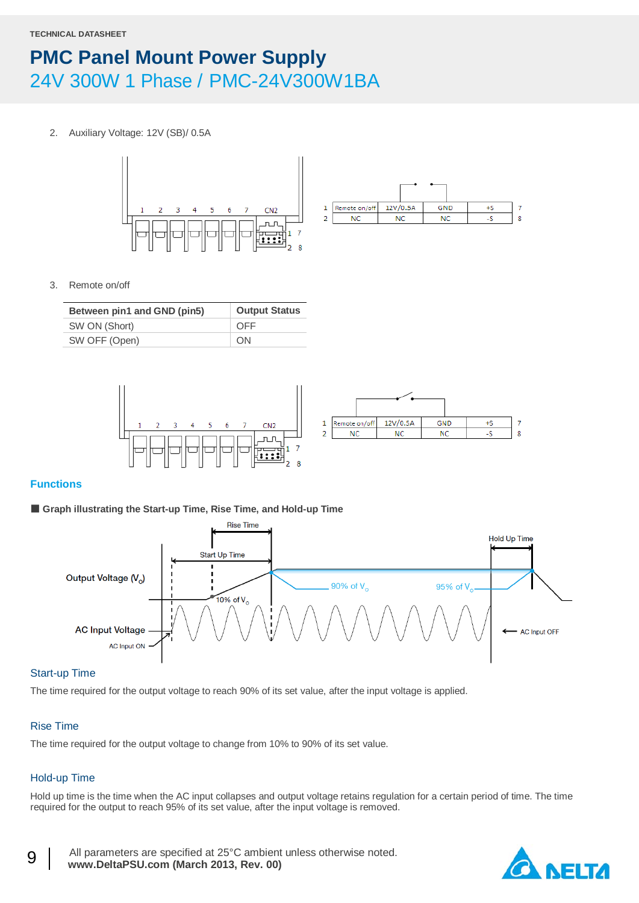2. Auxiliary Voltage: 12V (SB)/ 0.5A

| 1 | Remote on/off | 12V/0.5A | GND | +S | 7 |
|---|---|---|---|---|---|
| 2 | NC | NC | NC | -S | 8 |

3. Remote on/off

| Between pin1 and GND (pin5) | Output Status |
|---|---|
| SW ON (Short) | OFF |
| SW OFF (Open) | ON |

| 1 | Remote on/off | 12V/0.5A | GND | +S | 7 |
|---|---|---|---|---|---|
| 2 | NC | NC | NC | -S | 8 |

## Functions

■ **Graph illustrating the Start-up Time, Rise Time, and Hold-up Time**

### Start-up Time

The time required for the output voltage to reach 90% of its set value, after the input voltage is applied.

### Rise Time

The time required for the output voltage to change from 10% to 90% of its set value.

### Hold-up Time

Hold up time is the time when the AC input collapses and output voltage retains regulation for a certain period of time. The time required for the output to reach 95% of its set value, after the input voltage is removed.

All parameters are specified at 25°C ambient unless otherwise noted.
**www.DeltaPSU.com (March 2013, Rev. 00)**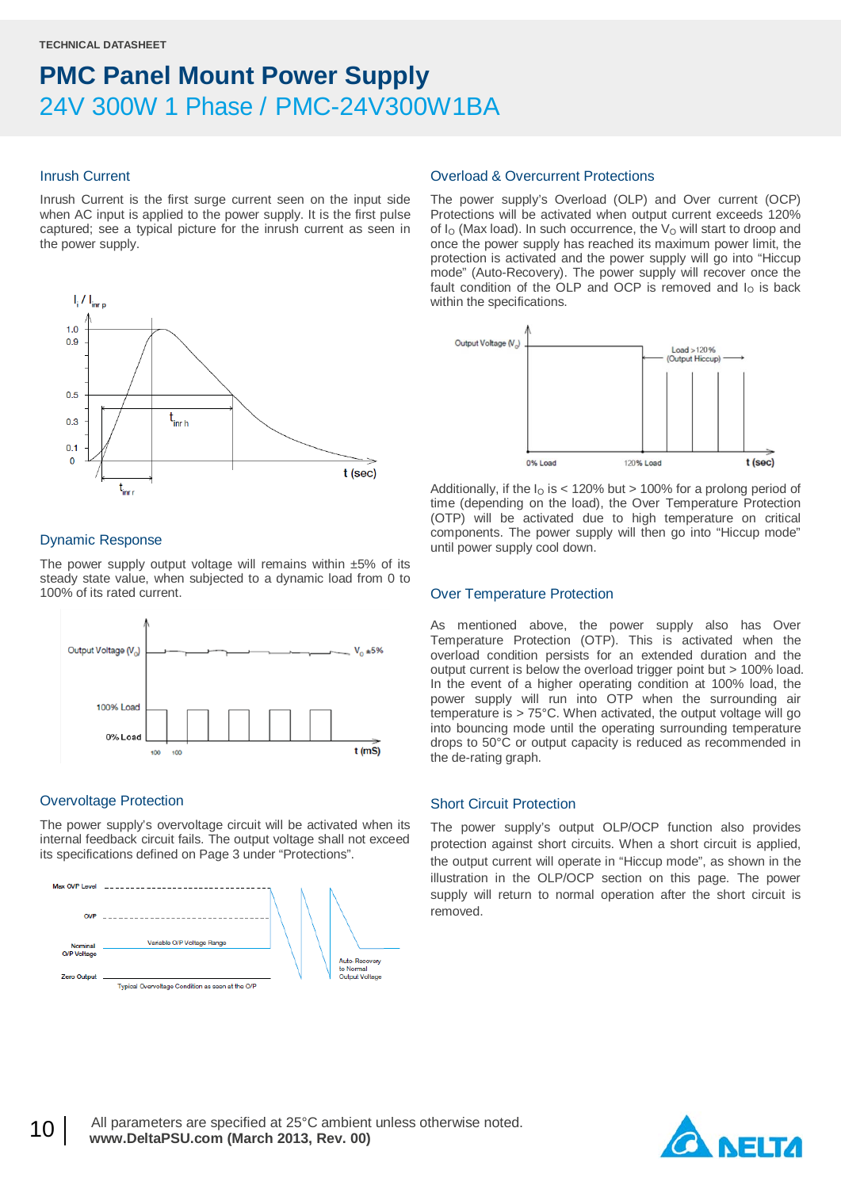## Inrush Current

Inrush Current is the first surge current seen on the input side when AC input is applied to the power supply. It is the first pulse captured; see a typical picture for the inrush current as seen in the power supply.

## Dynamic Response

The power supply output voltage will remains within ±5% of its steady state value, when subjected to a dynamic load from 0 to 100% of its rated current.

## Overvoltage Protection

The power supply's overvoltage circuit will be activated when its internal feedback circuit fails. The output voltage shall not exceed its specifications defined on Page 3 under "Protections".

## Overload & Overcurrent Protections

The power supply's Overload (OLP) and Over current (OCP) Protections will be activated when output current exceeds 120% of $I_O$ (Max load). In such occurrence, the $V_O$ will start to droop and once the power supply has reached its maximum power limit, the protection is activated and the power supply will go into "Hiccup mode" (Auto-Recovery). The power supply will recover once the fault condition of the OLP and OCP is removed and $I_O$ is back within the specifications.

Additionally, if the $I_O$ is < 120% but > 100% for a prolong period of time (depending on the load), the Over Temperature Protection (OTP) will be activated due to high temperature on critical components. The power supply will then go into "Hiccup mode" until power supply cool down.

## Over Temperature Protection

As mentioned above, the power supply also has Over Temperature Protection (OTP). This is activated when the overload condition persists for an extended duration and the output current is below the overload trigger point but > 100% load. In the event of a higher operating condition at 100% load, the power supply will run into OTP when the surrounding air temperature is > 75°C. When activated, the output voltage will go into bouncing mode until the operating surrounding temperature drops to 50°C or output capacity is reduced as recommended in the de-rating graph.

## Short Circuit Protection

The power supply's output OLP/OCP function also provides protection against short circuits. When a short circuit is applied, the output current will operate in "Hiccup mode", as shown in the illustration in the OLP/OCP section on this page. The power supply will return to normal operation after the short circuit is removed.

All parameters are specified at 25°C ambient unless otherwise noted.
**www.DeltaPSU.com (March 2013, Rev. 00)**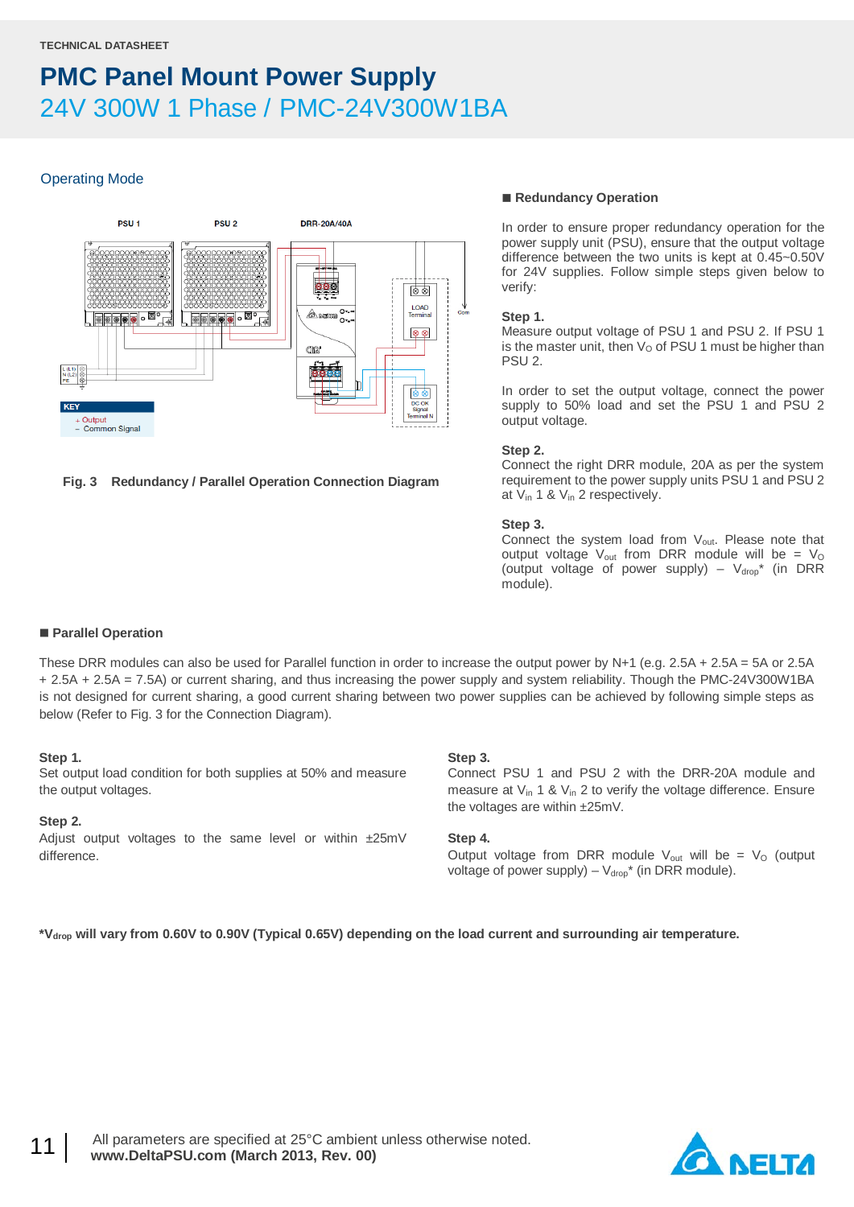TECHNICAL DATASHEET

# PMC Panel Mount Power Supply

## 24V 300W 1 Phase / PMC-24V300W1BA

### Operating Mode

Fig. 3 Redundancy / Parallel Operation Connection Diagram

#### ■ Redundancy Operation

In order to ensure proper redundancy operation for the power supply unit (PSU), ensure that the output voltage difference between the two units is kept at 0.45~0.50V for 24V supplies. Follow simple steps given below to verify:

**Step 1.**
Measure output voltage of PSU 1 and PSU 2. If PSU 1 is the master unit, then $V_O$ of PSU 1 must be higher than PSU 2.

In order to set the output voltage, connect the power supply to 50% load and set the PSU 1 and PSU 2 output voltage.

**Step 2.**
Connect the right DRR module, 20A as per the system requirement to the power supply units PSU 1 and PSU 2 at $V_{in}$ 1 & $V_{in}$ 2 respectively.

**Step 3.**
Connect the system load from $V_{out}$. Please note that output voltage $V_{out}$ from DRR module will be = $V_O$ (output voltage of power supply) – $V_{drop}$* (in DRR module).

#### ■ Parallel Operation

These DRR modules can also be used for Parallel function in order to increase the output power by N+1 (e.g. 2.5A + 2.5A = 5A or 2.5A + 2.5A + 2.5A = 7.5A) or current sharing, and thus increasing the power supply and system reliability. Though the PMC-24V300W1BA is not designed for current sharing, a good current sharing between two power supplies can be achieved by following simple steps as below (Refer to Fig. 3 for the Connection Diagram).

**Step 1.**
Set output load condition for both supplies at 50% and measure the output voltages.

**Step 2.**
Adjust output voltages to the same level or within ±25mV difference.

**Step 3.**
Connect PSU 1 and PSU 2 with the DRR-20A module and measure at $V_{in}$ 1 & $V_{in}$ 2 to verify the voltage difference. Ensure the voltages are within ±25mV.

**Step 4.**
Output voltage from DRR module $V_{out}$ will be = $V_O$ (output voltage of power supply) – $V_{drop}$* (in DRR module).

***$V_{drop}$ will vary from 0.60V to 0.90V (Typical 0.65V) depending on the load current and surrounding air temperature.**

All parameters are specified at 25°C ambient unless otherwise noted.
**www.DeltaPSU.com (March 2013, Rev. 00)**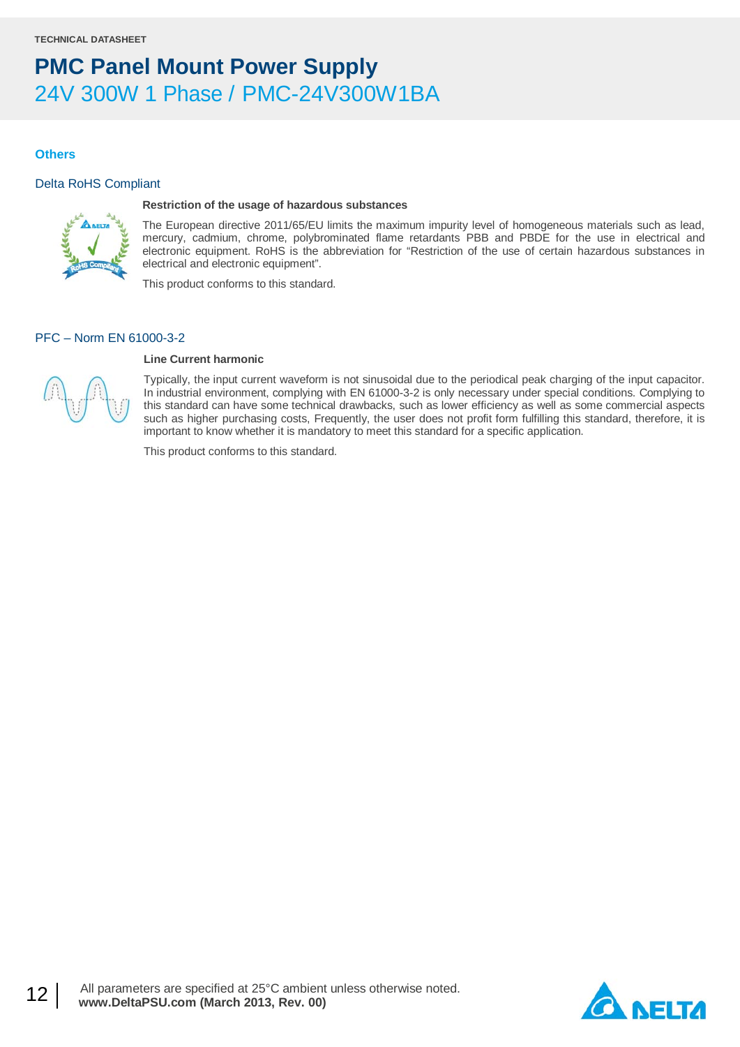## Others

### Delta RoHS Compliant

**Restriction of the usage of hazardous substances**

The European directive 2011/65/EU limits the maximum impurity level of homogeneous materials such as lead, mercury, cadmium, chrome, polybrominated flame retardants PBB and PBDE for the use in electrical and electronic equipment. RoHS is the abbreviation for "Restriction of the use of certain hazardous substances in electrical and electronic equipment".

This product conforms to this standard.

### PFC – Norm EN 61000-3-2

**Line Current harmonic**

Typically, the input current waveform is not sinusoidal due to the periodical peak charging of the input capacitor. In industrial environment, complying with EN 61000-3-2 is only necessary under special conditions. Complying to this standard can have some technical drawbacks, such as lower efficiency as well as some commercial aspects such as higher purchasing costs, Frequently, the user does not profit form fulfilling this standard, therefore, it is important to know whether it is mandatory to meet this standard for a specific application.

This product conforms to this standard.